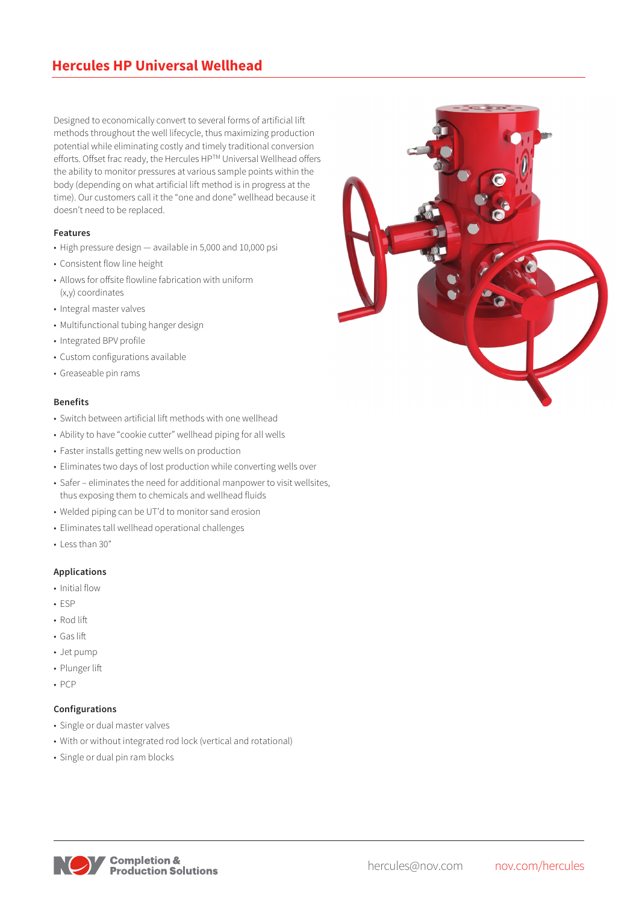# Hercules HP Universal Wellhead

Designed to economically convert to several forms of artificial lift methods throughout the well lifecycle, thus maximizing production potential while eliminating costly and timely traditional conversion efforts. Offset frac ready, the Hercules HP™ Universal Wellhead offers the ability to monitor pressures at various sample points within the body (depending on what artificial lift method is in progress at the time). Our customers call it the "one and done" wellhead because it doesn't need to be replaced.

### Features

- High pressure design — available in 5,000 and 10,000 psi
- Consistent flow line height
- Allows for offsite flowline fabrication with uniform (x,y) coordinates
- Integral master valves
- Multifunctional tubing hanger design
- Integrated BPV profile
- Custom configurations available
- Greaseable pin rams

### Benefits

- Switch between artificial lift methods with one wellhead
- Ability to have "cookie cutter" wellhead piping for all wells
- Faster installs getting new wells on production
- Eliminates two days of lost production while converting wells over
- Safer – eliminates the need for additional manpower to visit wellsites, thus exposing them to chemicals and wellhead fluids
- Welded piping can be UT'd to monitor sand erosion
- Eliminates tall wellhead operational challenges
- Less than 30"

### Applications

- Initial flow
- ESP
- Rod lift
- Gas lift
- Jet pump
- Plunger lift
- PCP

### Configurations

- Single or dual master valves
- With or without integrated rod lock (vertical and rotational)
- Single or dual pin ram blocks

NOV Completion & Production Solutions

hercules@nov.com nov.com/hercules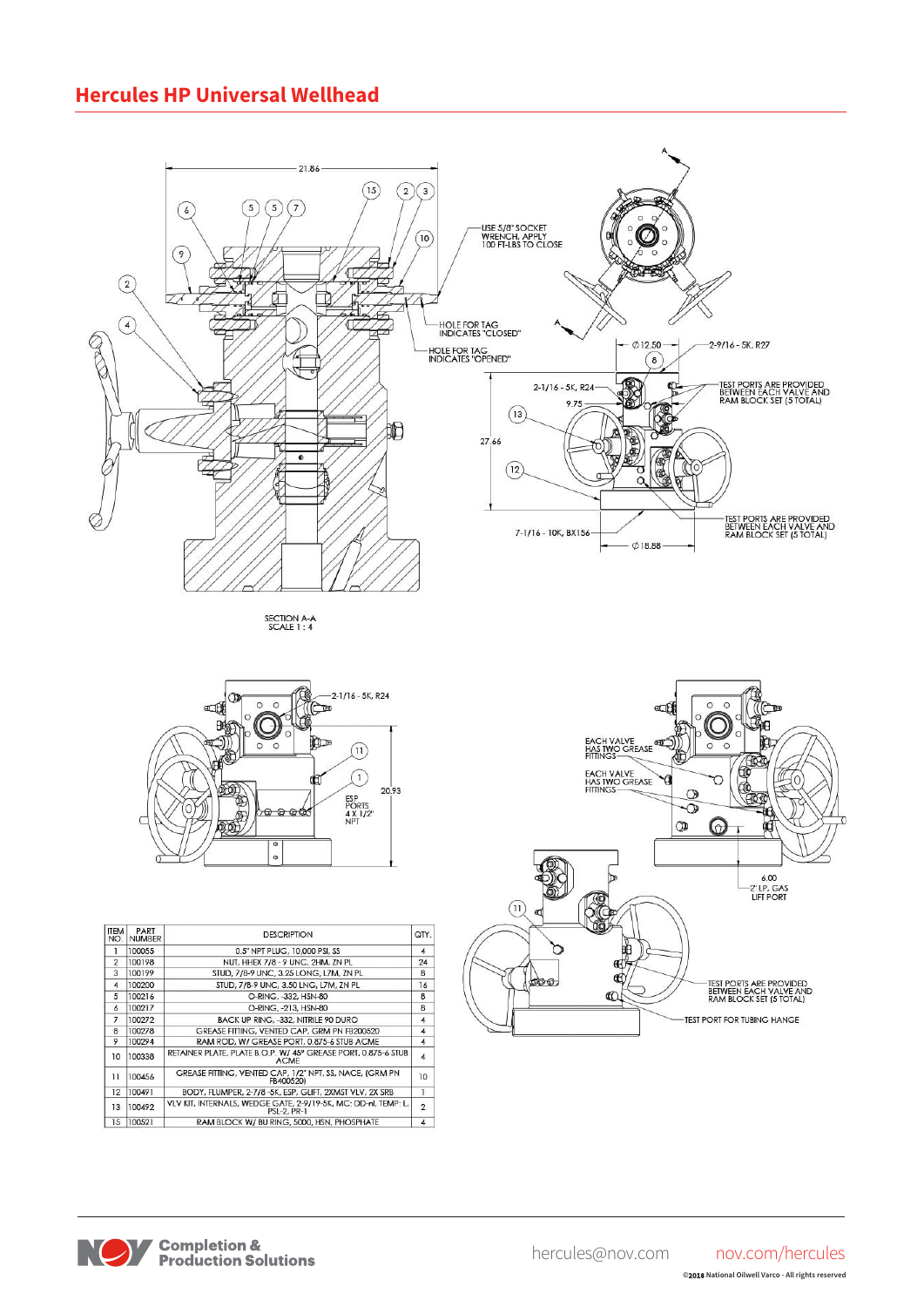# Hercules HP Universal Wellhead

21.86

USE 5/8" SOCKET WRENCH, APPLY 100 FT-LBS TO CLOSE

HOLE FOR TAG INDICATES "CLOSED"

HOLE FOR TAG INDICATES "OPENED"

SECTION A-A
SCALE 1 : 4

Ø12.50

2-9/16 - 5K, R27

2-1/16 - 5K, R24

9.75

27.66

TEST PORTS ARE PROVIDED BETWEEN EACH VALVE AND RAM BLOCK SET (5 TOTAL)

TEST PORTS ARE PROVIDED BETWEEN EACH VALVE AND RAM BLOCK SET (5 TOTAL)

7-1/16 - 10K, BX156

Ø18.88

2-1/16 - 5K, R24

20.93

ESP PORTS 4 X 1/2" NPT

EACH VALVE HAS TWO GREASE FITTINGS

EACH VALVE HAS TWO GREASE FITTINGS

6.00

2" LP, GAS LIFT PORT

TEST PORTS ARE PROVIDED BETWEEN EACH VALVE AND RAM BLOCK SET (5 TOTAL)

TEST PORT FOR TUBING HANGE

| ITEM NO | PART NUMBER | DESCRIPTION | QTY. |
|---|---|---|---|
| 1 | 100055 | 0.5" NPT PLUG, 10,000 PSI, SS | 4 |
| 2 | 100198 | NUT, HHEX 7/8 - 9 UNC, 2HM, ZN PL | 24 |
| 3 | 100199 | STUD, 7/8-9 UNC, 3.25 LONG, L7M, ZN PL | 8 |
| 4 | 100200 | STUD, 7/8-9 UNC, 3.50 LNG, L7M, ZN PL | 16 |
| 5 | 100216 | O-RING, -332, HSN-80 | 8 |
| 6 | 100217 | O-RING, -213, HSN-80 | 8 |
| 7 | 100272 | BACK UP RING, -332, NITRILE 90 DURO | 4 |
| 8 | 100278 | GREASE FITTING, VENTED CAP, GRM PN FB200520 | 4 |
| 9 | 100294 | RAM ROD, W/ GREASE PORT, 0.875-6 STUB ACME | 4 |
| 10 | 100338 | RETAINER PLATE, PLATE B.O.P. W/ 45° GREASE PORT, 0.875-6 STUB ACME | 4 |
| 11 | 100456 | GREASE FITTING, VENTED CAP, 1/2" NPT, SS, NACE, (GRM PN FB400520) | 10 |
| 12 | 100491 | BODY, FLUMPER, 2-7/8 -5K, ESP, GLIFT, 2XMST VLV, 2X SRB | 1 |
| 13 | 100492 | VLV KIT, INTERNALS, WEDGE GATE, 2-9/19-5K, MC: DD-nl, TEMP: L, PSL-2, PR-1 | 2 |
| 15 | 100521 | RAM BLOCK W/ BU RING, 5000, HSN, PHOSPHATE | 4 |

Completion & Production Solutions

hercules@nov.com

nov.com/hercules

©2018 National Oilwell Varco - All rights reserved